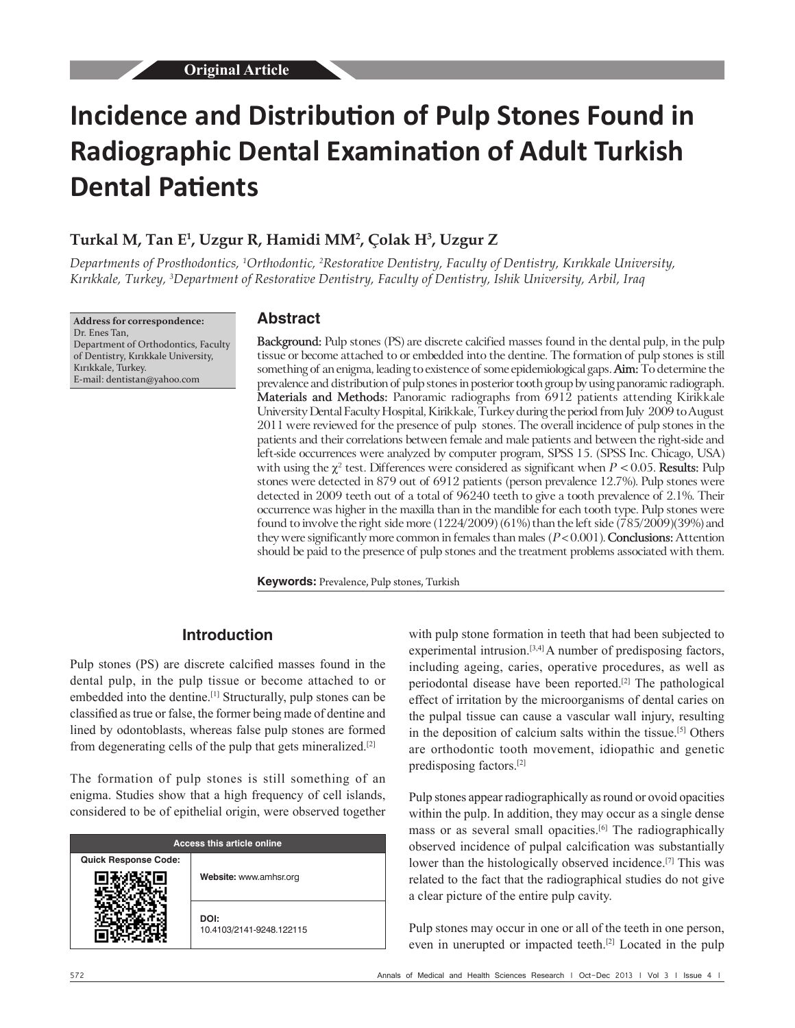Original Article

# Incidence and Distribution of Pulp Stones Found in Radiographic Dental Examination of Adult Turkish Dental Patients

**Turkal M, Tan E[1], Uzgur R, Hamidi MM[2], Çolak H[3], Uzgur Z**

*Departments of Prosthodontics, [1]Orthodontic, [2]Restorative Dentistry, Faculty of Dentistry, Kırıkkale University, Kırıkkale, Turkey, [3]Department of Restorative Dentistry, Faculty of Dentistry, Ishik University, Arbil, Iraq*

**Address for correspondence:**
Dr. Enes Tan,
Department of Orthodontics, Faculty of Dentistry, Kırıkkale University, Kırıkkale, Turkey.
E-mail: dentistan@yahoo.com

## Abstract

**Background:** Pulp stones (PS) are discrete calcified masses found in the dental pulp, in the pulp tissue or become attached to or embedded into the dentine. The formation of pulp stones is still something of an enigma, leading to existence of some epidemiological gaps. **Aim:** To determine the prevalence and distribution of pulp stones in posterior tooth group by using panoramic radiograph. **Materials and Methods:** Panoramic radiographs from 6912 patients attending Kirikkale University Dental Faculty Hospital, Kirikkale, Turkey during the period from July 2009 to August 2011 were reviewed for the presence of pulp stones. The overall incidence of pulp stones in the patients and their correlations between female and male patients and between the right-side and left-side occurrences were analyzed by computer program, SPSS 15. (SPSS Inc. Chicago, USA) with using the $\chi^2$ test. Differences were considered as significant when $P < 0.05$. **Results:** Pulp stones were detected in 879 out of 6912 patients (person prevalence 12.7%). Pulp stones were detected in 2009 teeth out of a total of 96240 teeth to give a tooth prevalence of 2.1%. Their occurrence was higher in the maxilla than in the mandible for each tooth type. Pulp stones were found to involve the right side more (1224/2009) (61%) than the left side (785/2009)(39%) and they were significantly more common in females than males ($P < 0.001$). **Conclusions:** Attention should be paid to the presence of pulp stones and the treatment problems associated with them.

**Keywords:** Prevalence, Pulp stones, Turkish

## Introduction

Pulp stones (PS) are discrete calcified masses found in the dental pulp, in the pulp tissue or become attached to or embedded into the dentine.[1] Structurally, pulp stones can be classified as true or false, the former being made of dentine and lined by odontoblasts, whereas false pulp stones are formed from degenerating cells of the pulp that gets mineralized.[2]

The formation of pulp stones is still something of an enigma. Studies show that a high frequency of cell islands, considered to be of epithelial origin, were observed together with pulp stone formation in teeth that had been subjected to experimental intrusion.[3,4] A number of predisposing factors, including ageing, caries, operative procedures, as well as periodontal disease have been reported.[2] The pathological effect of irritation by the microorganisms of dental caries on the pulpal tissue can cause a vascular wall injury, resulting in the deposition of calcium salts within the tissue.[5] Others are orthodontic tooth movement, idiopathic and genetic predisposing factors.[2]

Pulp stones appear radiographically as round or ovoid opacities within the pulp. In addition, they may occur as a single dense mass or as several small opacities.[6] The radiographically observed incidence of pulpal calcification was substantially lower than the histologically observed incidence.[7] This was related to the fact that the radiographical studies do not give a clear picture of the entire pulp cavity.

Pulp stones may occur in one or all of the teeth in one person, even in unerupted or impacted teeth.[2] Located in the pulp

| Access this article online | |
|---|---|
| Quick Response Code: | Website: www.amhsr.org |
| | DOI: 10.4103/2141-9248.122115 |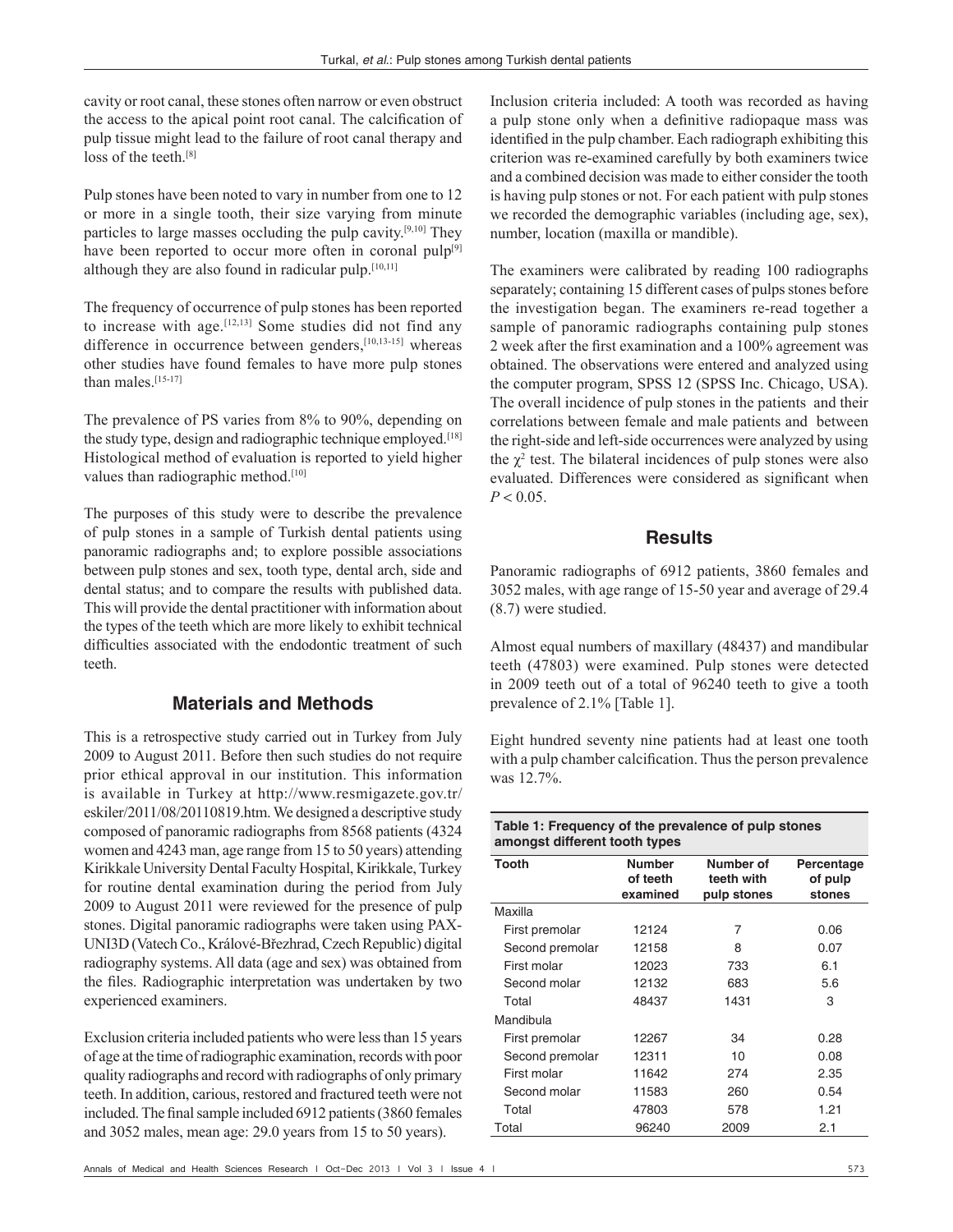cavity or root canal, these stones often narrow or even obstruct the access to the apical point root canal. The calcification of pulp tissue might lead to the failure of root canal therapy and loss of the teeth.[8]

Pulp stones have been noted to vary in number from one to 12 or more in a single tooth, their size varying from minute particles to large masses occluding the pulp cavity.[9,10] They have been reported to occur more often in coronal pulp[9] although they are also found in radicular pulp.[10,11]

The frequency of occurrence of pulp stones has been reported to increase with age.[12,13] Some studies did not find any difference in occurrence between genders,[10,13-15] whereas other studies have found females to have more pulp stones than males.[15-17]

The prevalence of PS varies from 8% to 90%, depending on the study type, design and radiographic technique employed.[18] Histological method of evaluation is reported to yield higher values than radiographic method.[10]

The purposes of this study were to describe the prevalence of pulp stones in a sample of Turkish dental patients using panoramic radiographs and; to explore possible associations between pulp stones and sex, tooth type, dental arch, side and dental status; and to compare the results with published data. This will provide the dental practitioner with information about the types of the teeth which are more likely to exhibit technical difficulties associated with the endodontic treatment of such teeth.

## Materials and Methods

This is a retrospective study carried out in Turkey from July 2009 to August 2011. Before then such studies do not require prior ethical approval in our institution. This information is available in Turkey at http://www.resmigazete.gov.tr/eskiler/2011/08/20110819.htm. We designed a descriptive study composed of panoramic radiographs from 8568 patients (4324 women and 4243 man, age range from 15 to 50 years) attending Kirikkale University Dental Faculty Hospital, Kirikkale, Turkey for routine dental examination during the period from July 2009 to August 2011 were reviewed for the presence of pulp stones. Digital panoramic radiographs were taken using PAX-UNI3D (Vatech Co., Králové-Březhrad, Czech Republic) digital radiography systems. All data (age and sex) was obtained from the files. Radiographic interpretation was undertaken by two experienced examiners.

Exclusion criteria included patients who were less than 15 years of age at the time of radiographic examination, records with poor quality radiographs and record with radiographs of only primary teeth. In addition, carious, restored and fractured teeth were not included. The final sample included 6912 patients (3860 females and 3052 males, mean age: 29.0 years from 15 to 50 years).

Inclusion criteria included: A tooth was recorded as having a pulp stone only when a definitive radiopaque mass was identified in the pulp chamber. Each radiograph exhibiting this criterion was re-examined carefully by both examiners twice and a combined decision was made to either consider the tooth is having pulp stones or not. For each patient with pulp stones we recorded the demographic variables (including age, sex), number, location (maxilla or mandible).

The examiners were calibrated by reading 100 radiographs separately; containing 15 different cases of pulps stones before the investigation began. The examiners re-read together a sample of panoramic radiographs containing pulp stones 2 week after the first examination and a 100% agreement was obtained. The observations were entered and analyzed using the computer program, SPSS 12 (SPSS Inc. Chicago, USA). The overall incidence of pulp stones in the patients and their correlations between female and male patients and between the right-side and left-side occurrences were analyzed by using the $\chi^2$ test. The bilateral incidences of pulp stones were also evaluated. Differences were considered as significant when $P < 0.05$.

## Results

Panoramic radiographs of 6912 patients, 3860 females and 3052 males, with age range of 15-50 year and average of 29.4 (8.7) were studied.

Almost equal numbers of maxillary (48437) and mandibular teeth (47803) were examined. Pulp stones were detected in 2009 teeth out of a total of 96240 teeth to give a tooth prevalence of 2.1% [Table 1].

Eight hundred seventy nine patients had at least one tooth with a pulp chamber calcification. Thus the person prevalence was 12.7%.

**Table 1: Frequency of the prevalence of pulp stones amongst different tooth types**

| Tooth | Number of teeth examined | Number of teeth with pulp stones | Percentage of pulp stones |
|---|---|---|---|
| Maxilla | | | |
| First premolar | 12124 | 7 | 0.06 |
| Second premolar | 12158 | 8 | 0.07 |
| First molar | 12023 | 733 | 6.1 |
| Second molar | 12132 | 683 | 5.6 |
| Total | 48437 | 1431 | 3 |
| Mandibula | | | |
| First premolar | 12267 | 34 | 0.28 |
| Second premolar | 12311 | 10 | 0.08 |
| First molar | 11642 | 274 | 2.35 |
| Second molar | 11583 | 260 | 0.54 |
| Total | 47803 | 578 | 1.21 |
| Total | 96240 | 2009 | 2.1 |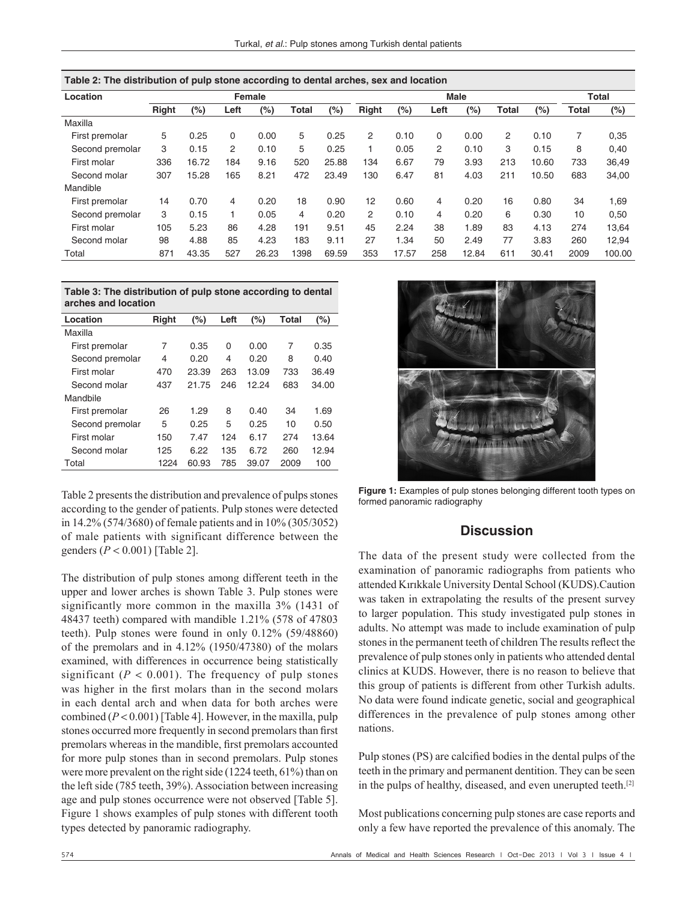**Table 2: The distribution of pulp stone according to dental arches, sex and location**

| Location | Female | | | | | | Male | | | | | | Total | |
|---|---|---|---|---|---|---|---|---|---|---|---|---|---|---|
| | Right | (%) | Left | (%) | Total | (%) | Right | (%) | Left | (%) | Total | (%) | Total | (%) |
| Maxilla | | | | | | | | | | | | | | |
| First premolar | 5 | 0.25 | 0 | 0.00 | 5 | 0.25 | 2 | 0.10 | 0 | 0.00 | 2 | 0.10 | 7 | 0,35 |
| Second premolar | 3 | 0.15 | 2 | 0.10 | 5 | 0.25 | 1 | 0.05 | 2 | 0.10 | 3 | 0.15 | 8 | 0,40 |
| First molar | 336 | 16.72 | 184 | 9.16 | 520 | 25.88 | 134 | 6.67 | 79 | 3.93 | 213 | 10.60 | 733 | 36,49 |
| Second molar | 307 | 15.28 | 165 | 8.21 | 472 | 23.49 | 130 | 6.47 | 81 | 4.03 | 211 | 10.50 | 683 | 34,00 |
| Mandible | | | | | | | | | | | | | | |
| First premolar | 14 | 0.70 | 4 | 0.20 | 18 | 0.90 | 12 | 0.60 | 4 | 0.20 | 16 | 0.80 | 34 | 1,69 |
| Second premolar | 3 | 0.15 | 1 | 0.05 | 4 | 0.20 | 2 | 0.10 | 4 | 0.20 | 6 | 0.30 | 10 | 0,50 |
| First molar | 105 | 5.23 | 86 | 4.28 | 191 | 9.51 | 45 | 2.24 | 38 | 1.89 | 83 | 4.13 | 274 | 13,64 |
| Second molar | 98 | 4.88 | 85 | 4.23 | 183 | 9.11 | 27 | 1.34 | 50 | 2.49 | 77 | 3.83 | 260 | 12,94 |
| Total | 871 | 43.35 | 527 | 26.23 | 1398 | 69.59 | 353 | 17.57 | 258 | 12.84 | 611 | 30.41 | 2009 | 100.00 |

**Table 3: The distribution of pulp stone according to dental arches and location**

| Location | Right | (%) | Left | (%) | Total | (%) |
|---|---|---|---|---|---|---|
| Maxilla | | | | | | |
| First premolar | 7 | 0.35 | 0 | 0.00 | 7 | 0.35 |
| Second premolar | 4 | 0.20 | 4 | 0.20 | 8 | 0.40 |
| First molar | 470 | 23.39 | 263 | 13.09 | 733 | 36.49 |
| Second molar | 437 | 21.75 | 246 | 12.24 | 683 | 34.00 |
| Mandbile | | | | | | |
| First premolar | 26 | 1.29 | 8 | 0.40 | 34 | 1.69 |
| Second premolar | 5 | 0.25 | 5 | 0.25 | 10 | 0.50 |
| First molar | 150 | 7.47 | 124 | 6.17 | 274 | 13.64 |
| Second molar | 125 | 6.22 | 135 | 6.72 | 260 | 12.94 |
| Total | 1224 | 60.93 | 785 | 39.07 | 2009 | 100 |

Table 2 presents the distribution and prevalence of pulps stones according to the gender of patients. Pulp stones were detected in 14.2% (574/3680) of female patients and in 10% (305/3052) of male patients with significant difference between the genders ($P < 0.001$) [Table 2].

The distribution of pulp stones among different teeth in the upper and lower arches is shown Table 3. Pulp stones were significantly more common in the maxilla 3% (1431 of 48437 teeth) compared with mandible 1.21% (578 of 47803 teeth). Pulp stones were found in only 0.12% (59/48860) of the premolars and in 4.12% (1950/47380) of the molars examined, with differences in occurrence being statistically significant ($P < 0.001$). The frequency of pulp stones was higher in the first molars than in the second molars in each dental arch and when data for both arches were combined ($P < 0.001$) [Table 4]. However, in the maxilla, pulp stones occurred more frequently in second premolars than first premolars whereas in the mandible, first premolars accounted for more pulp stones than in second premolars. Pulp stones were more prevalent on the right side (1224 teeth, 61%) than on the left side (785 teeth, 39%). Association between increasing age and pulp stones occurrence were not observed [Table 5]. Figure 1 shows examples of pulp stones with different tooth types detected by panoramic radiography.

**Figure 1:** Examples of pulp stones belonging different tooth types on formed panoramic radiography

## Discussion

The data of the present study were collected from the examination of panoramic radiographs from patients who attended Kırıkkale University Dental School (KUDS).Caution was taken in extrapolating the results of the present survey to larger population. This study investigated pulp stones in adults. No attempt was made to include examination of pulp stones in the permanent teeth of children The results reflect the prevalence of pulp stones only in patients who attended dental clinics at KUDS. However, there is no reason to believe that this group of patients is different from other Turkish adults. No data were found indicate genetic, social and geographical differences in the prevalence of pulp stones among other nations.

Pulp stones (PS) are calcified bodies in the dental pulps of the teeth in the primary and permanent dentition. They can be seen in the pulps of healthy, diseased, and even unerupted teeth.[2]

Most publications concerning pulp stones are case reports and only a few have reported the prevalence of this anomaly. The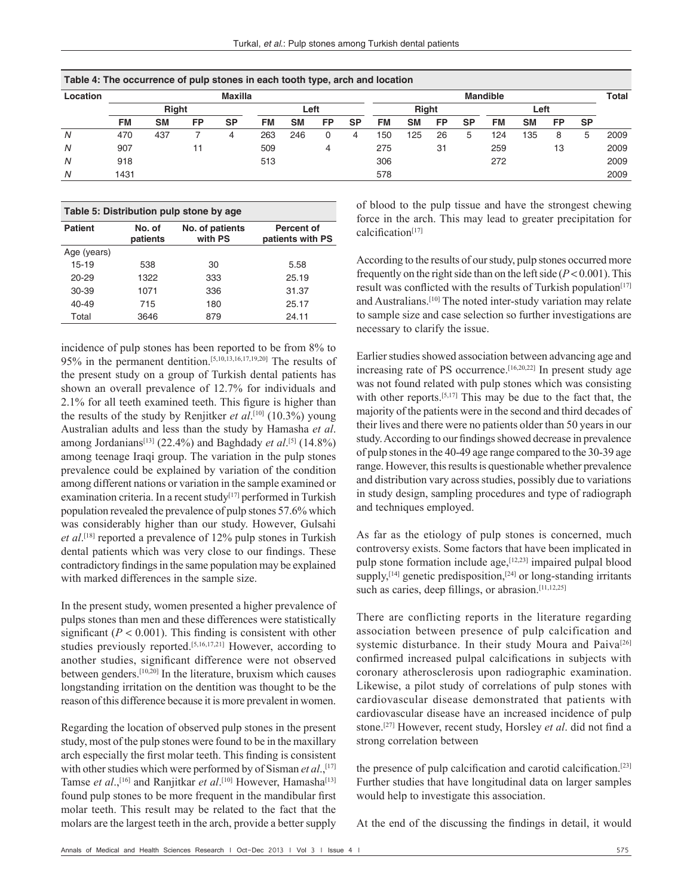**Table 4: The occurrence of pulp stones in each tooth type, arch and location**

| Location | Maxilla | | | | | | | | Mandible | | | | | | | | Total |
|---|---|---|---|---|---|---|---|---|---|---|---|---|---|---|---|---|---|
| | Right | | | | Left | | | | Right | | | | Left | | | | |
| | FM | SM | FP | SP | FM | SM | FP | SP | FM | SM | FP | SP | FM | SM | FP | SP | |
| *N* | 470 | 437 | 7 | 4 | 263 | 246 | 0 | 4 | 150 | 125 | 26 | 5 | 124 | 135 | 8 | 5 | 2009 |
| *N* | 907 | | 11 | | 509 | | 4 | | 275 | | 31 | | 259 | | 13 | | 2009 |
| *N* | 918 | | | | 513 | | | | 306 | | | | 272 | | | | 2009 |
| *N* | 1431 | | | | | | | | 578 | | | | | | | | 2009 |

**Table 5: Distribution pulp stone by age**

| Patient | No. of patients | No. of patients with PS | Percent of patients with PS |
|---|---|---|---|
| Age (years) | | | |
| 15-19 | 538 | 30 | 5.58 |
| 20-29 | 1322 | 333 | 25.19 |
| 30-39 | 1071 | 336 | 31.37 |
| 40-49 | 715 | 180 | 25.17 |
| Total | 3646 | 879 | 24.11 |

incidence of pulp stones has been reported to be from 8% to 95% in the permanent dentition.[5,10,13,16,17,19,20] The results of the present study on a group of Turkish dental patients has shown an overall prevalence of 12.7% for individuals and 2.1% for all teeth examined teeth. This figure is higher than the results of the study by Renjitker *et al*.[10] (10.3%) young Australian adults and less than the study by Hamasha *et al*. among Jordanians[13] (22.4%) and Baghdady *et al*.[5] (14.8%) among teenage Iraqi group. The variation in the pulp stones prevalence could be explained by variation of the condition among different nations or variation in the sample examined or examination criteria. In a recent study[17] performed in Turkish population revealed the prevalence of pulp stones 57.6% which was considerably higher than our study. However, Gulsahi *et al*.[18] reported a prevalence of 12% pulp stones in Turkish dental patients which was very close to our findings. These contradictory findings in the same population may be explained with marked differences in the sample size.

In the present study, women presented a higher prevalence of pulps stones than men and these differences were statistically significant ($P < 0.001$). This finding is consistent with other studies previously reported.[5,16,17,21] However, according to another studies, significant difference were not observed between genders.[10,20] In the literature, bruxism which causes longstanding irritation on the dentition was thought to be the reason of this difference because it is more prevalent in women.

Regarding the location of observed pulp stones in the present study, most of the pulp stones were found to be in the maxillary arch especially the first molar teeth. This finding is consistent with other studies which were performed by of Sisman *et al*.,[17] Tamse *et al*.,[16] and Ranjitkar *et al*.[10] However, Hamasha[13] found pulp stones to be more frequent in the mandibular first molar teeth. This result may be related to the fact that the molars are the largest teeth in the arch, provide a better supply of blood to the pulp tissue and have the strongest chewing force in the arch. This may lead to greater precipitation for calcification[17]

According to the results of our study, pulp stones occurred more frequently on the right side than on the left side ($P < 0.001$). This result was conflicted with the results of Turkish population[17] and Australians.[10] The noted inter-study variation may relate to sample size and case selection so further investigations are necessary to clarify the issue.

Earlier studies showed association between advancing age and increasing rate of PS occurrence.[16,20,22] In present study age was not found related with pulp stones which was consisting with other reports.[5,17] This may be due to the fact that, the majority of the patients were in the second and third decades of their lives and there were no patients older than 50 years in our study. According to our findings showed decrease in prevalence of pulp stones in the 40-49 age range compared to the 30-39 age range. However, this results is questionable whether prevalence and distribution vary across studies, possibly due to variations in study design, sampling procedures and type of radiograph and techniques employed.

As far as the etiology of pulp stones is concerned, much controversy exists. Some factors that have been implicated in pulp stone formation include age,[12,23] impaired pulpal blood supply,[14] genetic predisposition,[24] or long-standing irritants such as caries, deep fillings, or abrasion.[11,12,25]

There are conflicting reports in the literature regarding association between presence of pulp calcification and systemic disturbance. In their study Moura and Paiva[26] confirmed increased pulpal calcifications in subjects with coronary atherosclerosis upon radiographic examination. Likewise, a pilot study of correlations of pulp stones with cardiovascular disease demonstrated that patients with cardiovascular disease have an increased incidence of pulp stone.[27] However, recent study, Horsley *et al*. did not find a strong correlation between the presence of pulp calcification and carotid calcification.[23] Further studies that have longitudinal data on larger samples would help to investigate this association.

At the end of the discussing the findings in detail, it would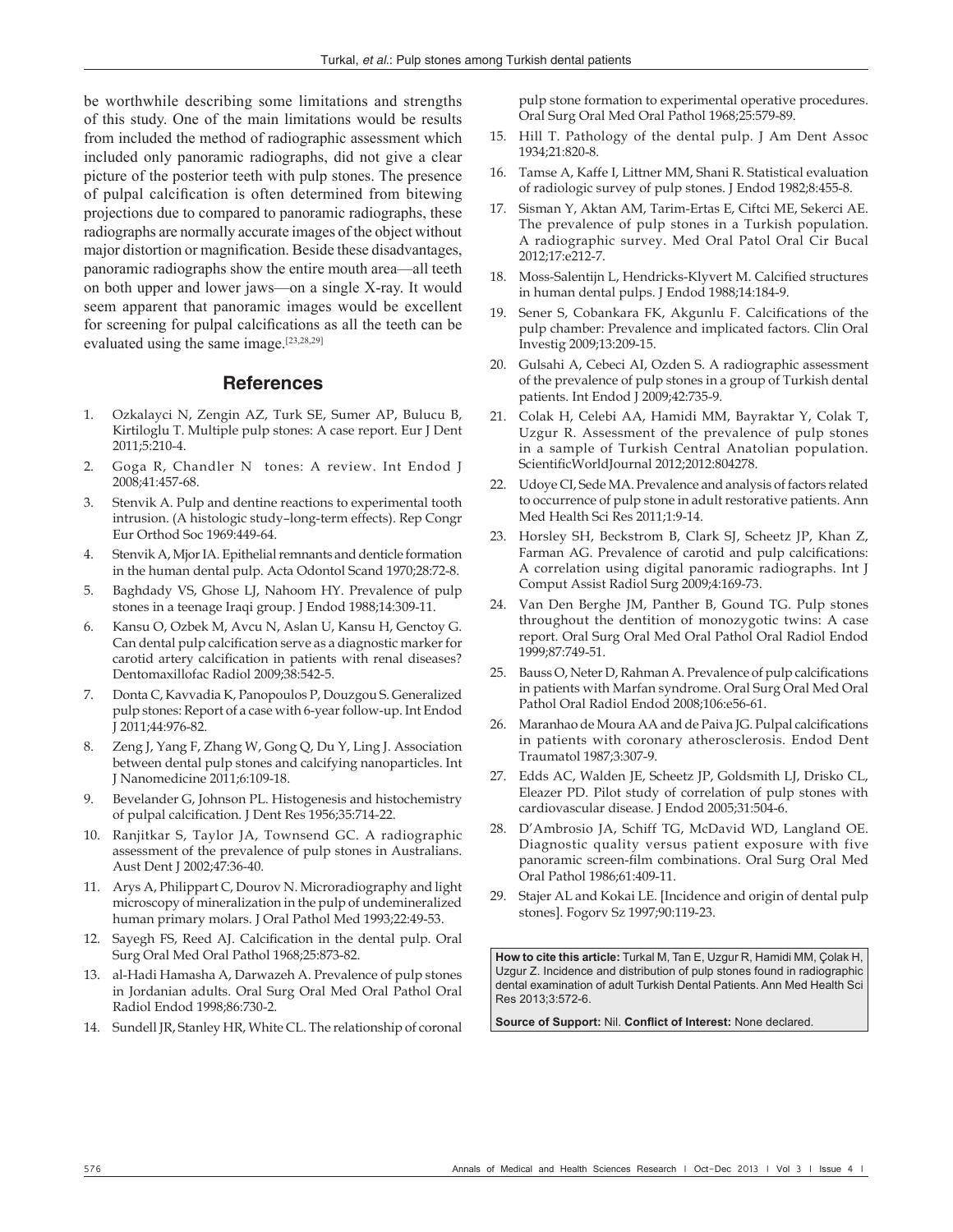be worthwhile describing some limitations and strengths of this study. One of the main limitations would be results from included the method of radiographic assessment which included only panoramic radiographs, did not give a clear picture of the posterior teeth with pulp stones. The presence of pulpal calcification is often determined from bitewing projections due to compared to panoramic radiographs, these radiographs are normally accurate images of the object without major distortion or magnification. Beside these disadvantages, panoramic radiographs show the entire mouth area—all teeth on both upper and lower jaws—on a single X-ray. It would seem apparent that panoramic images would be excellent for screening for pulpal calcifications as all the teeth can be evaluated using the same image.[23,28,29]

## References

1. Ozkalayci N, Zengin AZ, Turk SE, Sumer AP, Bulucu B, Kirtiloglu T. Multiple pulp stones: A case report. Eur J Dent 2011;5:210-4.
2. Goga R, Chandler N tones: A review. Int Endod J 2008;41:457-68.
3. Stenvik A. Pulp and dentine reactions to experimental tooth intrusion. (A histologic study–long-term effects). Rep Congr Eur Orthod Soc 1969:449-64.
4. Stenvik A, Mjor IA. Epithelial remnants and denticle formation in the human dental pulp. Acta Odontol Scand 1970;28:72-8.
5. Baghdady VS, Ghose LJ, Nahoom HY. Prevalence of pulp stones in a teenage Iraqi group. J Endod 1988;14:309-11.
6. Kansu O, Ozbek M, Avcu N, Aslan U, Kansu H, Genctoy G. Can dental pulp calcification serve as a diagnostic marker for carotid artery calcification in patients with renal diseases? Dentomaxillofac Radiol 2009;38:542-5.
7. Donta C, Kavvadia K, Panopoulos P, Douzgou S. Generalized pulp stones: Report of a case with 6-year follow-up. Int Endod J 2011;44:976-82.
8. Zeng J, Yang F, Zhang W, Gong Q, Du Y, Ling J. Association between dental pulp stones and calcifying nanoparticles. Int J Nanomedicine 2011;6:109-18.
9. Bevelander G, Johnson PL. Histogenesis and histochemistry of pulpal calcification. J Dent Res 1956;35:714-22.
10. Ranjitkar S, Taylor JA, Townsend GC. A radiographic assessment of the prevalence of pulp stones in Australians. Aust Dent J 2002;47:36-40.
11. Arys A, Philippart C, Dourov N. Microradiography and light microscopy of mineralization in the pulp of undemineralized human primary molars. J Oral Pathol Med 1993;22:49-53.
12. Sayegh FS, Reed AJ. Calcification in the dental pulp. Oral Surg Oral Med Oral Pathol 1968;25:873-82.
13. al-Hadi Hamasha A, Darwazeh A. Prevalence of pulp stones in Jordanian adults. Oral Surg Oral Med Oral Pathol Oral Radiol Endod 1998;86:730-2.
14. Sundell JR, Stanley HR, White CL. The relationship of coronal pulp stone formation to experimental operative procedures. Oral Surg Oral Med Oral Pathol 1968;25:579-89.
15. Hill T. Pathology of the dental pulp. J Am Dent Assoc 1934;21:820-8.
16. Tamse A, Kaffe I, Littner MM, Shani R. Statistical evaluation of radiologic survey of pulp stones. J Endod 1982;8:455-8.
17. Sisman Y, Aktan AM, Tarim-Ertas E, Ciftci ME, Sekerci AE. The prevalence of pulp stones in a Turkish population. A radiographic survey. Med Oral Patol Oral Cir Bucal 2012;17:e212-7.
18. Moss-Salentijn L, Hendricks-Klyvert M. Calcified structures in human dental pulps. J Endod 1988;14:184-9.
19. Sener S, Cobankara FK, Akgunlu F. Calcifications of the pulp chamber: Prevalence and implicated factors. Clin Oral Investig 2009;13:209-15.
20. Gulsahi A, Cebeci AI, Ozden S. A radiographic assessment of the prevalence of pulp stones in a group of Turkish dental patients. Int Endod J 2009;42:735-9.
21. Colak H, Celebi AA, Hamidi MM, Bayraktar Y, Colak T, Uzgur R. Assessment of the prevalence of pulp stones in a sample of Turkish Central Anatolian population. ScientificWorldJournal 2012;2012:804278.
22. Udoye CI, Sede MA. Prevalence and analysis of factors related to occurrence of pulp stone in adult restorative patients. Ann Med Health Sci Res 2011;1:9-14.
23. Horsley SH, Beckstrom B, Clark SJ, Scheetz JP, Khan Z, Farman AG. Prevalence of carotid and pulp calcifications: A correlation using digital panoramic radiographs. Int J Comput Assist Radiol Surg 2009;4:169-73.
24. Van Den Berghe JM, Panther B, Gound TG. Pulp stones throughout the dentition of monozygotic twins: A case report. Oral Surg Oral Med Oral Pathol Oral Radiol Endod 1999;87:749-51.
25. Bauss O, Neter D, Rahman A. Prevalence of pulp calcifications in patients with Marfan syndrome. Oral Surg Oral Med Oral Pathol Oral Radiol Endod 2008;106:e56-61.
26. Maranhao de Moura AA and de Paiva JG. Pulpal calcifications in patients with coronary atherosclerosis. Endod Dent Traumatol 1987;3:307-9.
27. Edds AC, Walden JE, Scheetz JP, Goldsmith LJ, Drisko CL, Eleazer PD. Pilot study of correlation of pulp stones with cardiovascular disease. J Endod 2005;31:504-6.
28. D'Ambrosio JA, Schiff TG, McDavid WD, Langland OE. Diagnostic quality versus patient exposure with five panoramic screen-film combinations. Oral Surg Oral Med Oral Pathol 1986;61:409-11.
29. Stajer AL and Kokai LE. [Incidence and origin of dental pulp stones]. Fogorv Sz 1997;90:119-23.

**How to cite this article:** Turkal M, Tan E, Uzgur R, Hamidi MM, Çolak H, Uzgur Z. Incidence and distribution of pulp stones found in radiographic dental examination of adult Turkish Dental Patients. Ann Med Health Sci Res 2013;3:572-6.

**Source of Support:** Nil. **Conflict of Interest:** None declared.